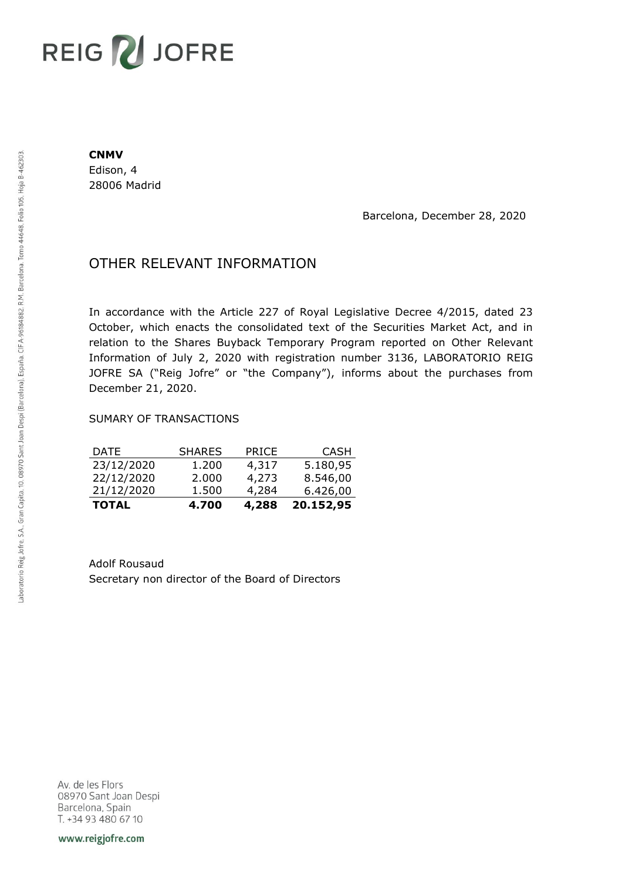**CNMV**
Edison, 4
28006 Madrid

Barcelona, December 28, 2020

## OTHER RELEVANT INFORMATION

In accordance with the Article 227 of Royal Legislative Decree 4/2015, dated 23 October, which enacts the consolidated text of the Securities Market Act, and in relation to the Shares Buyback Temporary Program reported on Other Relevant Information of July 2, 2020 with registration number 3136, LABORATORIO REIG JOFRE SA ("Reig Jofre" or "the Company"), informs about the purchases from December 21, 2020.

SUMARY OF TRANSACTIONS

| DATE | SHARES | PRICE | CASH |
|---|---|---|---|
| 23/12/2020 | 1.200 | 4,317 | 5.180,95 |
| 22/12/2020 | 2.000 | 4,273 | 8.546,00 |
| 21/12/2020 | 1.500 | 4,284 | 6.426,00 |
| **TOTAL** | **4.700** | **4,288** | **20.152,95** |

Adolf Rousaud
Secretary non director of the Board of Directors

Av. de les Flors
08970 Sant Joan Despi
Barcelona, Spain
T. +34 93 480 67 10

www.reigjofre.com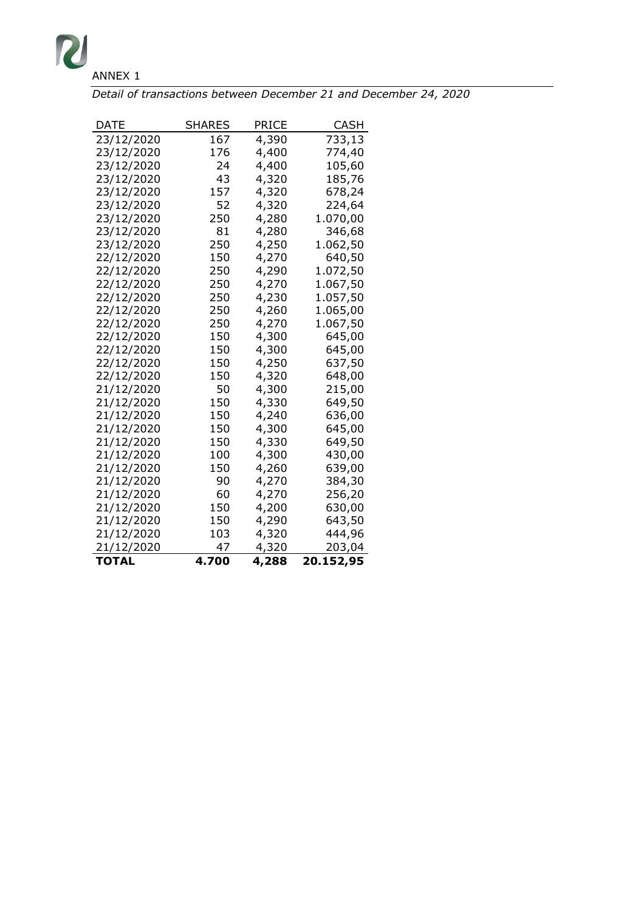ANNEX 1

*Detail of transactions between December 21 and December 24, 2020*

| DATE | SHARES | PRICE | CASH |
|---|---|---|---|
| 23/12/2020 | 167 | 4,390 | 733,13 |
| 23/12/2020 | 176 | 4,400 | 774,40 |
| 23/12/2020 | 24 | 4,400 | 105,60 |
| 23/12/2020 | 43 | 4,320 | 185,76 |
| 23/12/2020 | 157 | 4,320 | 678,24 |
| 23/12/2020 | 52 | 4,320 | 224,64 |
| 23/12/2020 | 250 | 4,280 | 1.070,00 |
| 23/12/2020 | 81 | 4,280 | 346,68 |
| 23/12/2020 | 250 | 4,250 | 1.062,50 |
| 22/12/2020 | 150 | 4,270 | 640,50 |
| 22/12/2020 | 250 | 4,290 | 1.072,50 |
| 22/12/2020 | 250 | 4,270 | 1.067,50 |
| 22/12/2020 | 250 | 4,230 | 1.057,50 |
| 22/12/2020 | 250 | 4,260 | 1.065,00 |
| 22/12/2020 | 250 | 4,270 | 1.067,50 |
| 22/12/2020 | 150 | 4,300 | 645,00 |
| 22/12/2020 | 150 | 4,300 | 645,00 |
| 22/12/2020 | 150 | 4,250 | 637,50 |
| 22/12/2020 | 150 | 4,320 | 648,00 |
| 21/12/2020 | 50 | 4,300 | 215,00 |
| 21/12/2020 | 150 | 4,330 | 649,50 |
| 21/12/2020 | 150 | 4,240 | 636,00 |
| 21/12/2020 | 150 | 4,300 | 645,00 |
| 21/12/2020 | 150 | 4,330 | 649,50 |
| 21/12/2020 | 100 | 4,300 | 430,00 |
| 21/12/2020 | 150 | 4,260 | 639,00 |
| 21/12/2020 | 90 | 4,270 | 384,30 |
| 21/12/2020 | 60 | 4,270 | 256,20 |
| 21/12/2020 | 150 | 4,200 | 630,00 |
| 21/12/2020 | 150 | 4,290 | 643,50 |
| 21/12/2020 | 103 | 4,320 | 444,96 |
| 21/12/2020 | 47 | 4,320 | 203,04 |
| **TOTAL** | **4.700** | **4,288** | **20.152,95** |